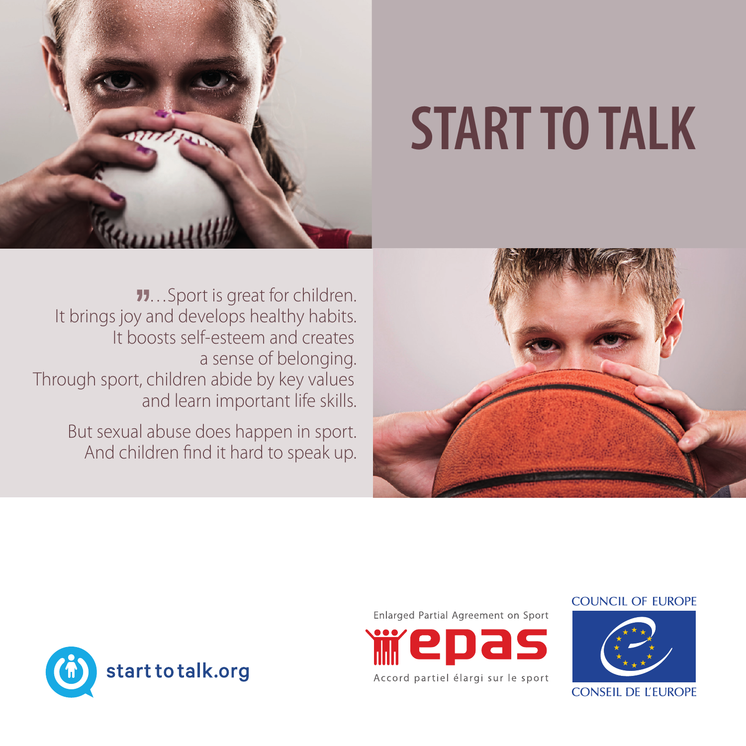# START TO TALK

"...Sport is great for children.
It brings joy and develops healthy habits.
It boosts self-esteem and creates
a sense of belonging.
Through sport, children abide by key values
and learn important life skills.

But sexual abuse does happen in sport.
And children find it hard to speak up.

starttotalk.org

Enlarged Partial Agreement on Sport

epas

Accord partiel élargi sur le sport

COUNCIL OF EUROPE

CONSEIL DE L'EUROPE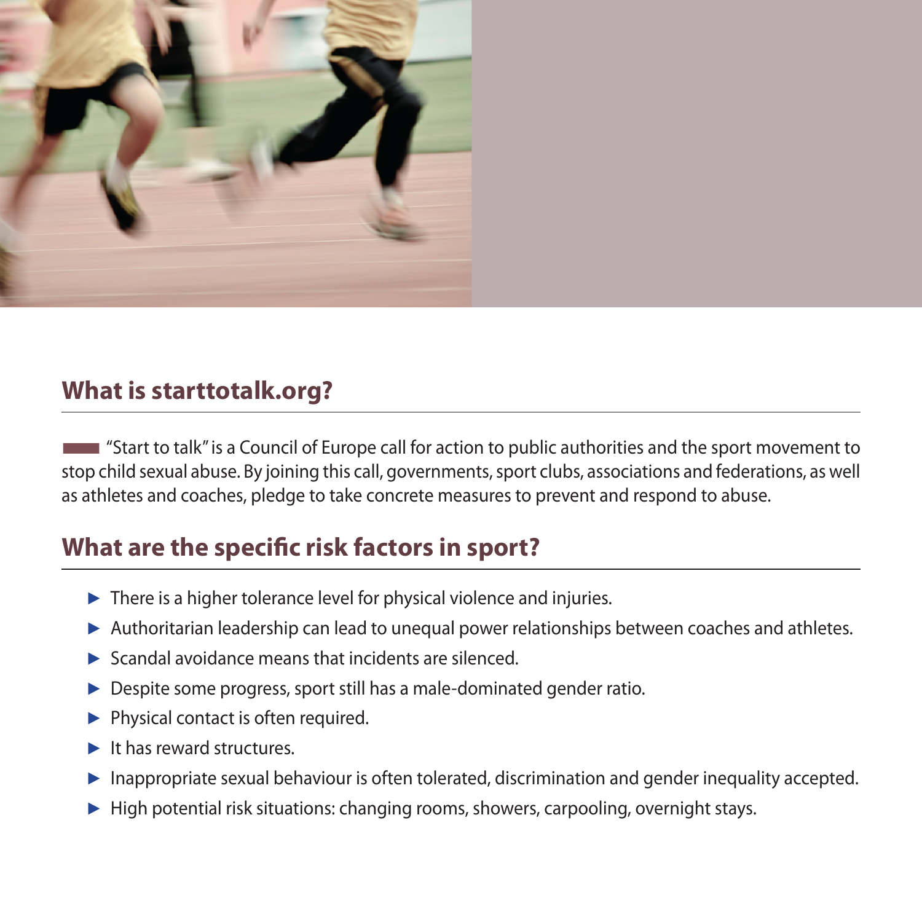## What is starttotalk.org?

"Start to talk" is a Council of Europe call for action to public authorities and the sport movement to stop child sexual abuse. By joining this call, governments, sport clubs, associations and federations, as well as athletes and coaches, pledge to take concrete measures to prevent and respond to abuse.

## What are the specific risk factors in sport?

- There is a higher tolerance level for physical violence and injuries.
- Authoritarian leadership can lead to unequal power relationships between coaches and athletes.
- Scandal avoidance means that incidents are silenced.
- Despite some progress, sport still has a male-dominated gender ratio.
- Physical contact is often required.
- It has reward structures.
- Inappropriate sexual behaviour is often tolerated, discrimination and gender inequality accepted.
- High potential risk situations: changing rooms, showers, carpooling, overnight stays.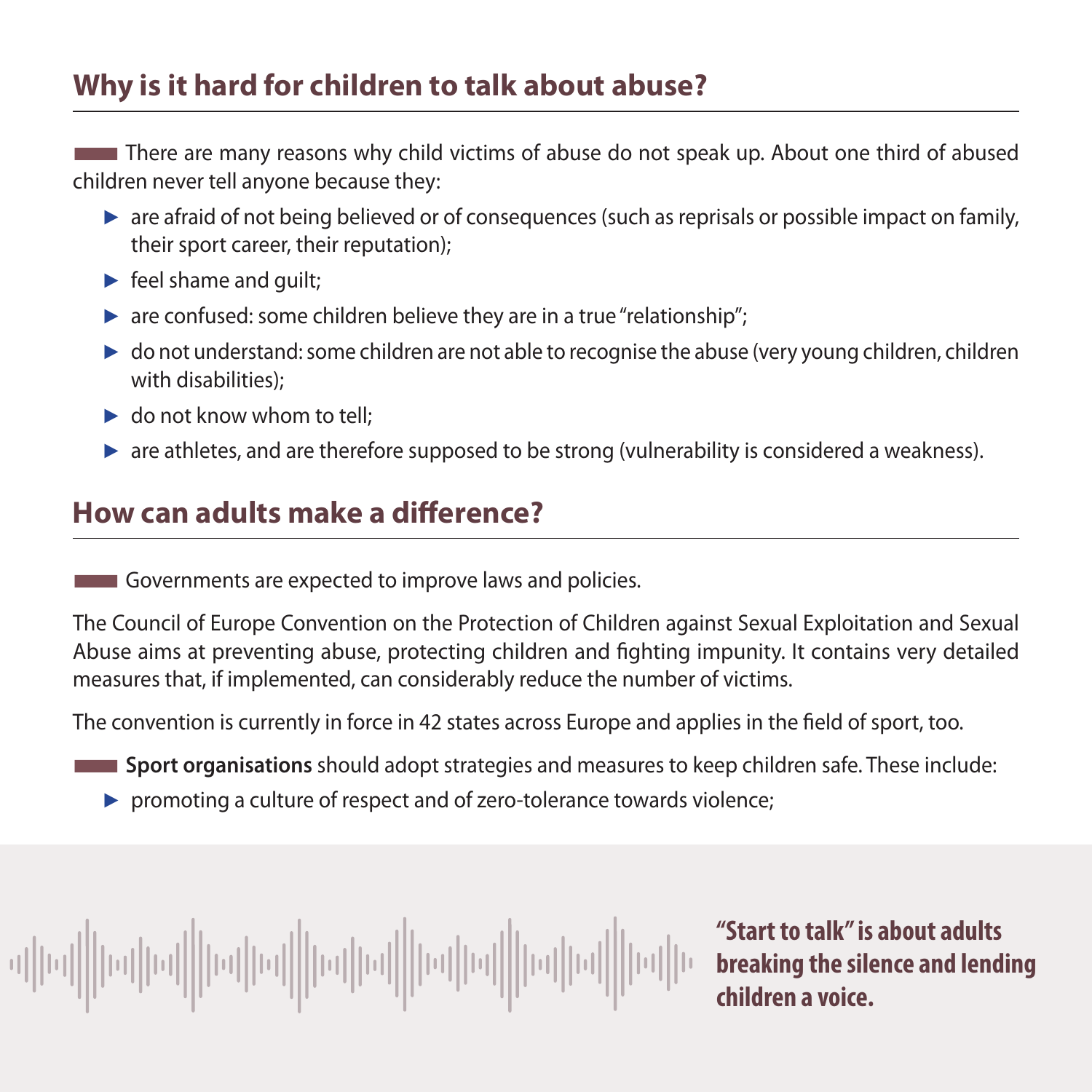## Why is it hard for children to talk about abuse?

There are many reasons why child victims of abuse do not speak up. About one third of abused children never tell anyone because they:

- are afraid of not being believed or of consequences (such as reprisals or possible impact on family, their sport career, their reputation);
- feel shame and guilt;
- are confused: some children believe they are in a true "relationship";
- do not understand: some children are not able to recognise the abuse (very young children, children with disabilities);
- do not know whom to tell;
- are athletes, and are therefore supposed to be strong (vulnerability is considered a weakness).

## How can adults make a difference?

Governments are expected to improve laws and policies.

The Council of Europe Convention on the Protection of Children against Sexual Exploitation and Sexual Abuse aims at preventing abuse, protecting children and fighting impunity. It contains very detailed measures that, if implemented, can considerably reduce the number of victims.

The convention is currently in force in 42 states across Europe and applies in the field of sport, too.

**Sport organisations** should adopt strategies and measures to keep children safe. These include:

- promoting a culture of respect and of zero-tolerance towards violence;

**"Start to talk" is about adults breaking the silence and lending children a voice.**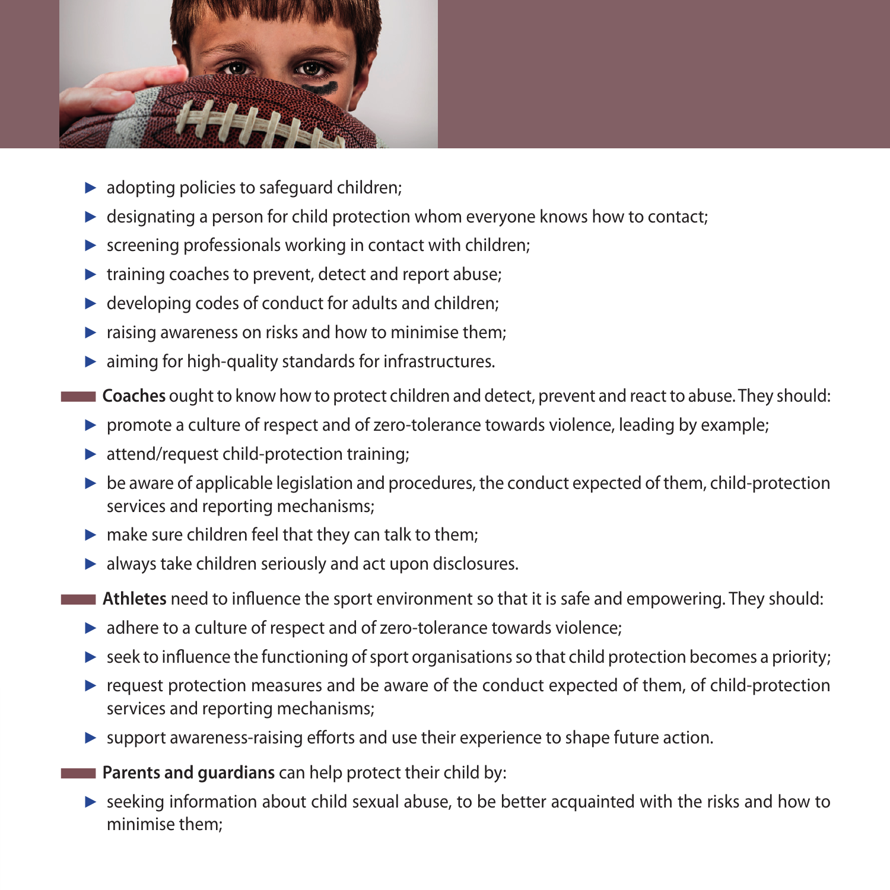- adopting policies to safeguard children;
- designating a person for child protection whom everyone knows how to contact;
- screening professionals working in contact with children;
- training coaches to prevent, detect and report abuse;
- developing codes of conduct for adults and children;
- raising awareness on risks and how to minimise them;
- aiming for high-quality standards for infrastructures.

**Coaches** ought to know how to protect children and detect, prevent and react to abuse. They should:

- promote a culture of respect and of zero-tolerance towards violence, leading by example;
- attend/request child-protection training;
- be aware of applicable legislation and procedures, the conduct expected of them, child-protection services and reporting mechanisms;
- make sure children feel that they can talk to them;
- always take children seriously and act upon disclosures.

**Athletes** need to influence the sport environment so that it is safe and empowering. They should:

- adhere to a culture of respect and of zero-tolerance towards violence;
- seek to influence the functioning of sport organisations so that child protection becomes a priority;
- request protection measures and be aware of the conduct expected of them, of child-protection services and reporting mechanisms;
- support awareness-raising efforts and use their experience to shape future action.

**Parents and guardians** can help protect their child by:

- seeking information about child sexual abuse, to be better acquainted with the risks and how to minimise them;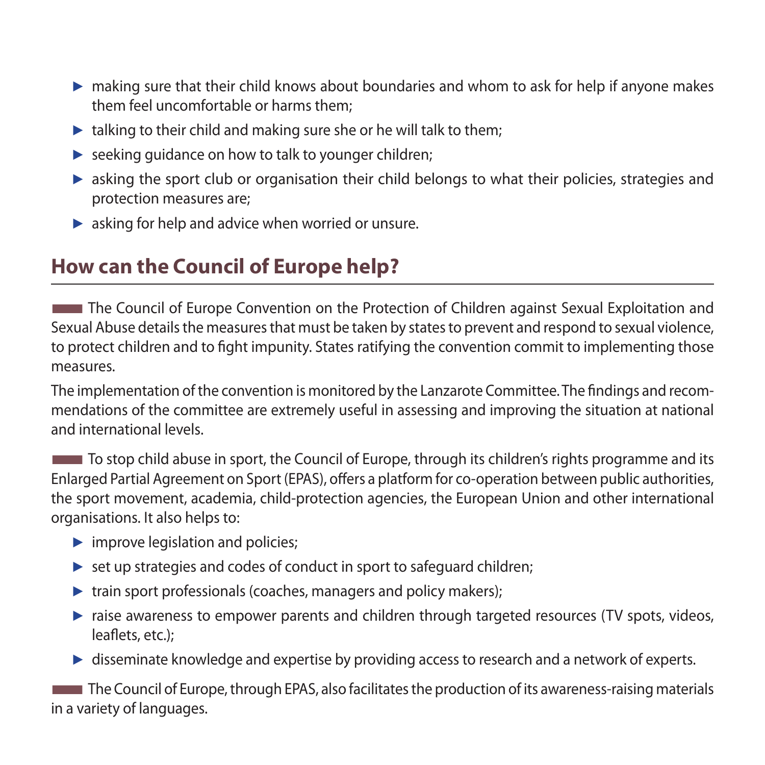- making sure that their child knows about boundaries and whom to ask for help if anyone makes them feel uncomfortable or harms them;
- talking to their child and making sure she or he will talk to them;
- seeking guidance on how to talk to younger children;
- asking the sport club or organisation their child belongs to what their policies, strategies and protection measures are;
- asking for help and advice when worried or unsure.

## How can the Council of Europe help?

The Council of Europe Convention on the Protection of Children against Sexual Exploitation and Sexual Abuse details the measures that must be taken by states to prevent and respond to sexual violence, to protect children and to fight impunity. States ratifying the convention commit to implementing those measures.

The implementation of the convention is monitored by the Lanzarote Committee. The findings and recommendations of the committee are extremely useful in assessing and improving the situation at national and international levels.

To stop child abuse in sport, the Council of Europe, through its children's rights programme and its Enlarged Partial Agreement on Sport (EPAS), offers a platform for co-operation between public authorities, the sport movement, academia, child-protection agencies, the European Union and other international organisations. It also helps to:

- improve legislation and policies;
- set up strategies and codes of conduct in sport to safeguard children;
- train sport professionals (coaches, managers and policy makers);
- raise awareness to empower parents and children through targeted resources (TV spots, videos, leaflets, etc.);
- disseminate knowledge and expertise by providing access to research and a network of experts.

The Council of Europe, through EPAS, also facilitates the production of its awareness-raising materials in a variety of languages.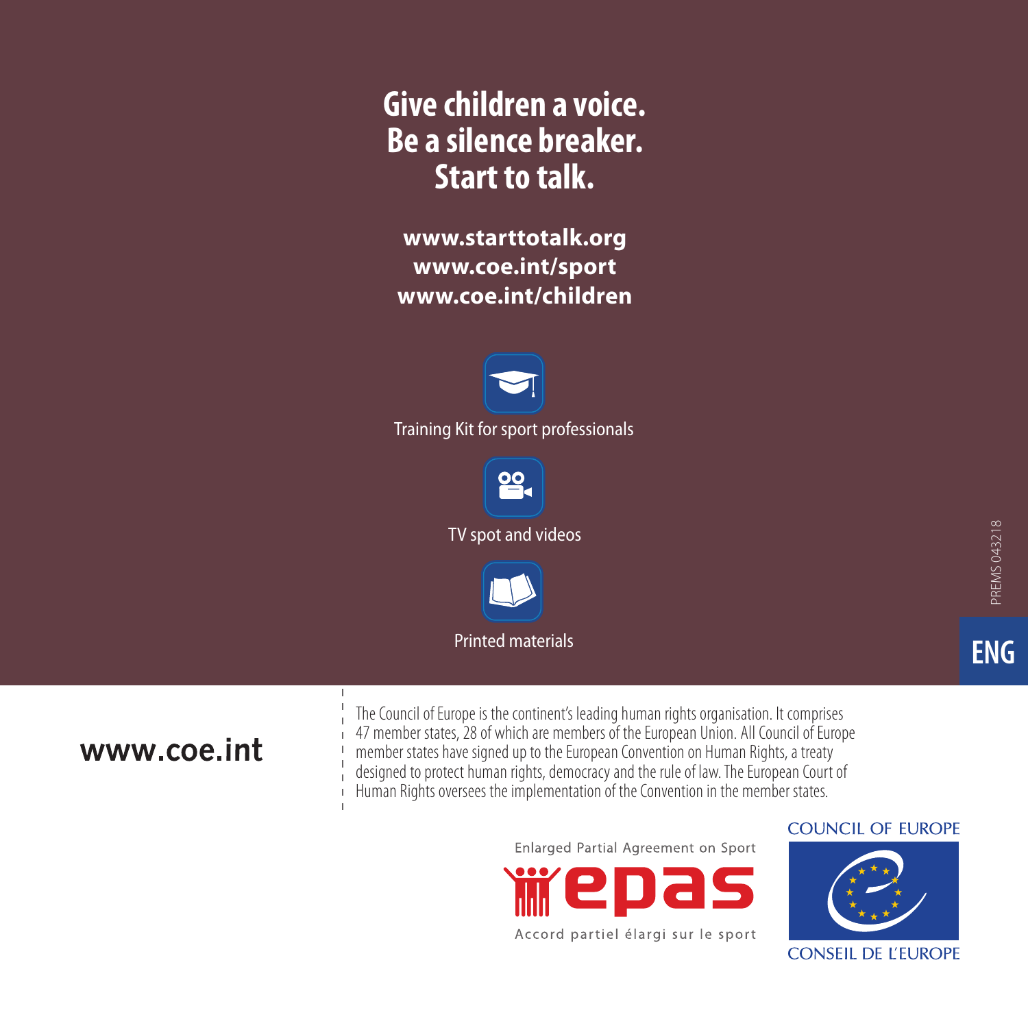# Give children a voice.
# Be a silence breaker.
# Start to talk.

**www.starttotalk.org**
**www.coe.int/sport**
**www.coe.int/children**

Training Kit for sport professionals

TV spot and videos

Printed materials

PREMS 043218

ENG

**www.coe.int**

The Council of Europe is the continent's leading human rights organisation. It comprises 47 member states, 28 of which are members of the European Union. All Council of Europe member states have signed up to the European Convention on Human Rights, a treaty designed to protect human rights, democracy and the rule of law. The European Court of Human Rights oversees the implementation of the Convention in the member states.

Enlarged Partial Agreement on Sport

epas

Accord partiel élargi sur le sport

COUNCIL OF EUROPE

CONSEIL DE L'EUROPE